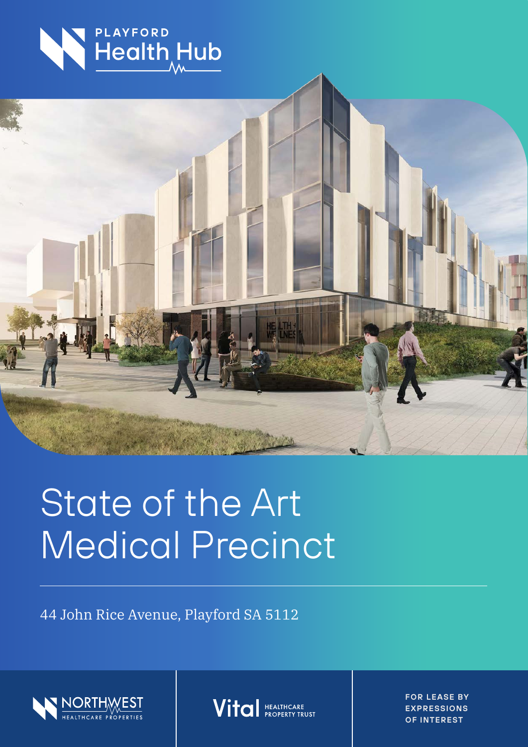PLAYFORD
Health Hub

# State of the Art Medical Precinct

44 John Rice Avenue, Playford SA 5112

NORTHWEST HEALTHCARE PROPERTIES

Vital HEALTHCARE PROPERTY TRUST

FOR LEASE BY EXPRESSIONS OF INTEREST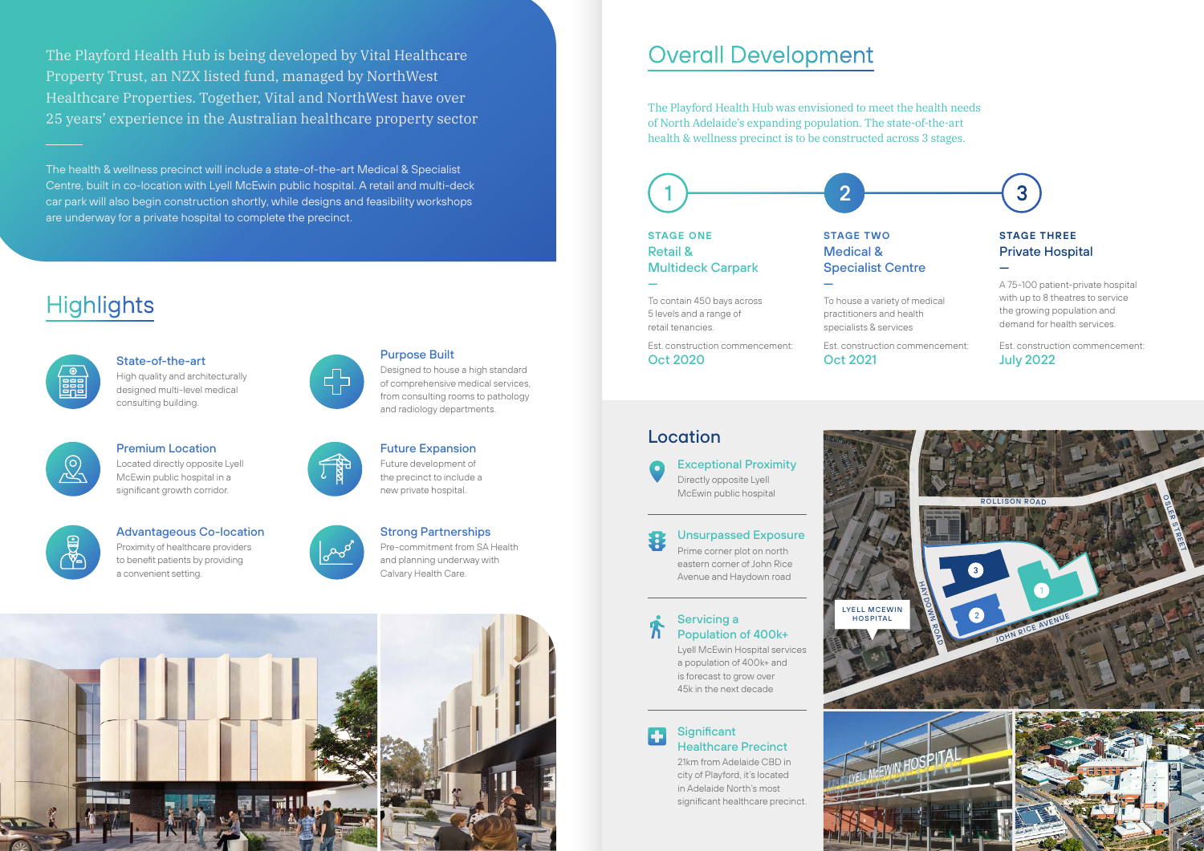The Playford Health Hub is being developed by Vital Healthcare Property Trust, an NZX listed fund, managed by NorthWest Healthcare Properties. Together, Vital and NorthWest have over 25 years' experience in the Australian healthcare property sector

The health & wellness precinct will include a state-of-the-art Medical & Specialist Centre, built in co-location with Lyell McEwin public hospital. A retail and multi-deck car park will also begin construction shortly, while designs and feasibility workshops are underway for a private hospital to complete the precinct.

## Highlights

### State-of-the-art
High quality and architecturally designed multi-level medical consulting building.

### Purpose Built
Designed to house a high standard of comprehensive medical services, from consulting rooms to pathology and radiology departments.

### Premium Location
Located directly opposite Lyell McEwin public hospital in a significant growth corridor.

### Future Expansion
Future development of the precinct to include a new private hospital.

### Advantageous Co-location
Proximity of healthcare providers to benefit patients by providing a convenient setting.

### Strong Partnerships
Pre-commitment from SA Health and planning underway with Calvary Health Care.

## Overall Development

The Playford Health Hub was envisioned to meet the health needs of North Adelaide's expanding population. The state-of-the-art health & wellness precinct is to be constructed across 3 stages.

### 1 — STAGE ONE
**Retail & Multideck Carpark**

To contain 450 bays across 5 levels and a range of retail tenancies.

Est. construction commencement: Oct 2020

### 2 — STAGE TWO
**Medical & Specialist Centre**

To house a variety of medical practitioners and health specialists & services

Est. construction commencement: Oct 2021

### 3 — STAGE THREE
**Private Hospital**

A 75-100 patient-private hospital with up to 8 theatres to service the growing population and demand for health services.

Est. construction commencement: July 2022

## Location

### Exceptional Proximity
Directly opposite Lyell McEwin public hospital

### Unsurpassed Exposure
Prime corner plot on north eastern corner of John Rice Avenue and Haydown road

### Servicing a Population of 400k+
Lyell McEwin Hospital services a population of 400k+ and is forecast to grow over 45k in the next decade

### Significant Healthcare Precinct
21km from Adelaide CBD in city of Playford, it's located in Adelaide North's most significant healthcare precinct.

ROLLISON ROAD
OSLER STREET
HAYDOWN ROAD
JOHN RICE AVENUE
LYELL MCEWIN HOSPITAL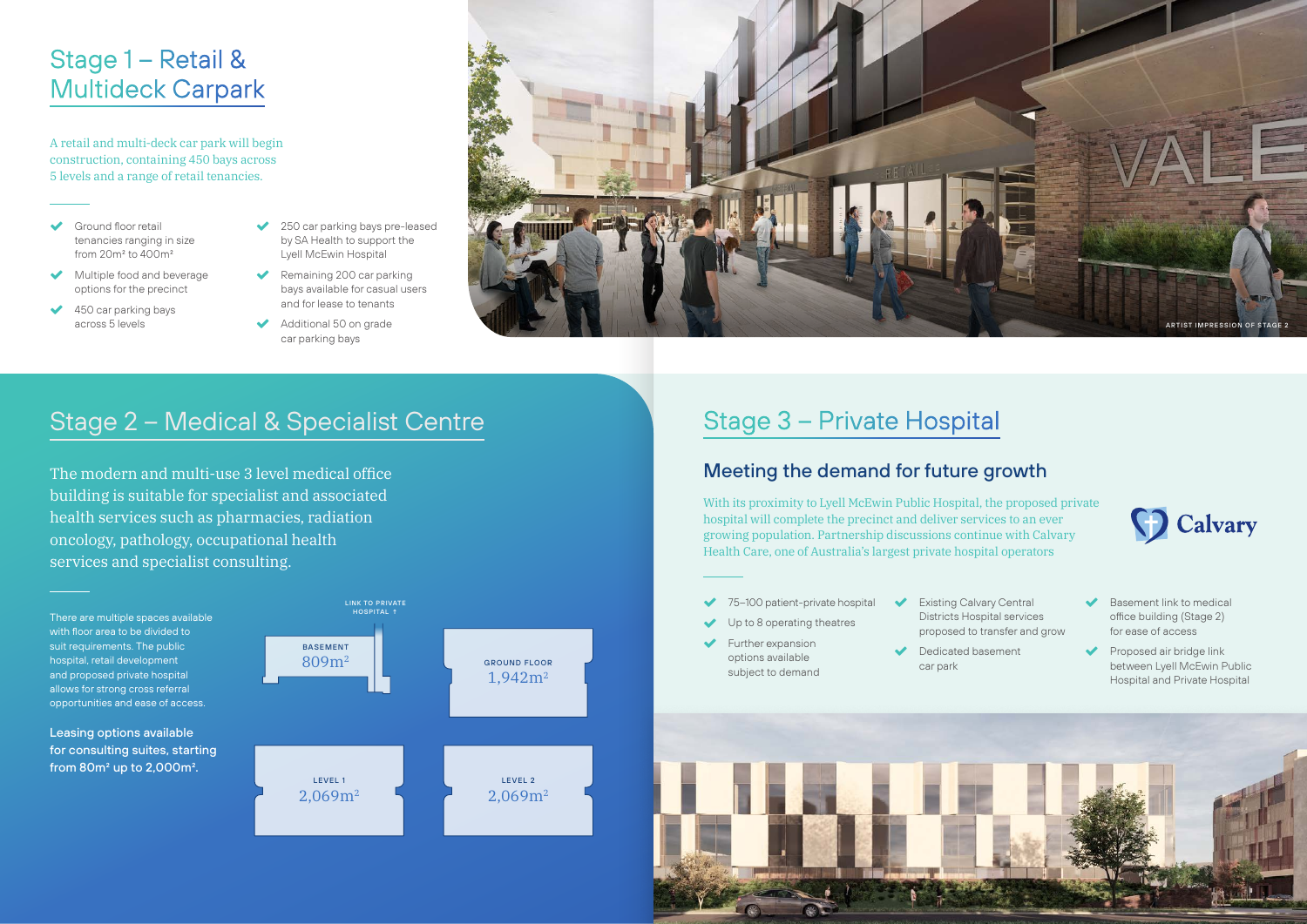# Stage 1 – Retail & Multideck Carpark

A retail and multi-deck car park will begin construction, containing 450 bays across 5 levels and a range of retail tenancies.

- Ground floor retail tenancies ranging in size from 20m² to 400m²
- Multiple food and beverage options for the precinct
- 450 car parking bays across 5 levels
- 250 car parking bays pre-leased by SA Health to support the Lyell McEwin Hospital
- Remaining 200 car parking bays available for casual users and for lease to tenants
- Additional 50 on grade car parking bays

ARTIST IMPRESSION OF STAGE 2

# Stage 2 – Medical & Specialist Centre

The modern and multi-use 3 level medical office building is suitable for specialist and associated health services such as pharmacies, radiation oncology, pathology, occupational health services and specialist consulting.

There are multiple spaces available with floor area to be divided to suit requirements. The public hospital, retail development and proposed private hospital allows for strong cross referral opportunities and ease of access.

**Leasing options available for consulting suites, starting from 80m² up to 2,000m².**

LINK TO PRIVATE HOSPITAL ↑

| Level | Area |
| --- | --- |
| BASEMENT | 809m² |
| GROUND FLOOR | 1,942m² |
| LEVEL 1 | 2,069m² |
| LEVEL 2 | 2,069m² |

# Stage 3 – Private Hospital

## Meeting the demand for future growth

With its proximity to Lyell McEwin Public Hospital, the proposed private hospital will complete the precinct and deliver services to an ever growing population. Partnership discussions continue with Calvary Health Care, one of Australia's largest private hospital operators

Calvary

- 75–100 patient-private hospital
- Up to 8 operating theatres
- Further expansion options available subject to demand
- Existing Calvary Central Districts Hospital services proposed to transfer and grow
- Dedicated basement car park
- Basement link to medical office building (Stage 2) for ease of access
- Proposed air bridge link between Lyell McEwin Public Hospital and Private Hospital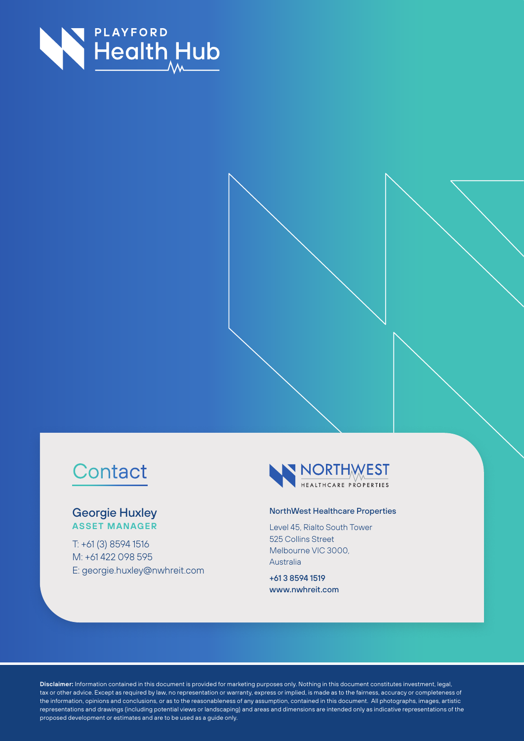PLAYFORD
Health Hub

# Contact

**Georgie Huxley**
**ASSET MANAGER**

T: +61 (3) 8594 1516
M: +61 422 098 595
E: georgie.huxley@nwhreit.com

NORTHWEST
HEALTHCARE PROPERTIES

**NorthWest Healthcare Properties**

Level 45, Rialto South Tower
525 Collins Street
Melbourne VIC 3000,
Australia

**+61 3 8594 1519**
**www.nwhreit.com**

**Disclaimer:** Information contained in this document is provided for marketing purposes only. Nothing in this document constitutes investment, legal, tax or other advice. Except as required by law, no representation or warranty, express or implied, is made as to the fairness, accuracy or completeness of the information, opinions and conclusions, or as to the reasonableness of any assumption, contained in this document. All photographs, images, artistic representations and drawings (including potential views or landscaping) and areas and dimensions are intended only as indicative representations of the proposed development or estimates and are to be used as a guide only.